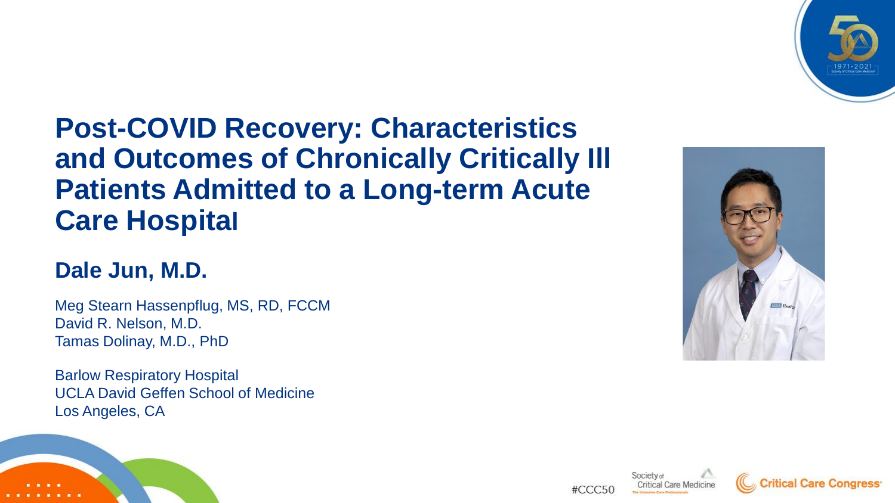# Post-COVID Recovery: Characteristics and Outcomes of Chronically Critically Ill Patients Admitted to a Long-term Acute Care Hospital

## Dale Jun, M.D.

Meg Stearn Hassenpflug, MS, RD, FCCM
David R. Nelson, M.D.
Tamas Dolinay, M.D., PhD

Barlow Respiratory Hospital
UCLA David Geffen School of Medicine
Los Angeles, CA

#CCC50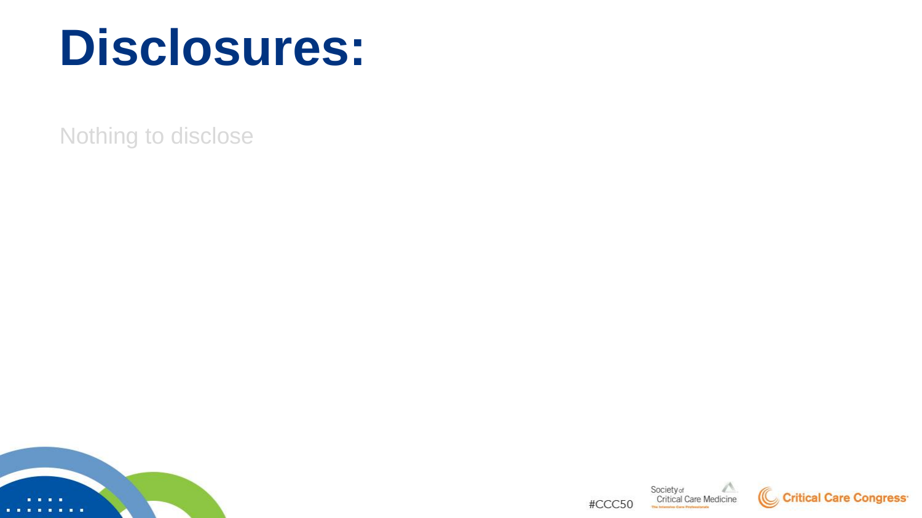# Disclosures:

Nothing to disclose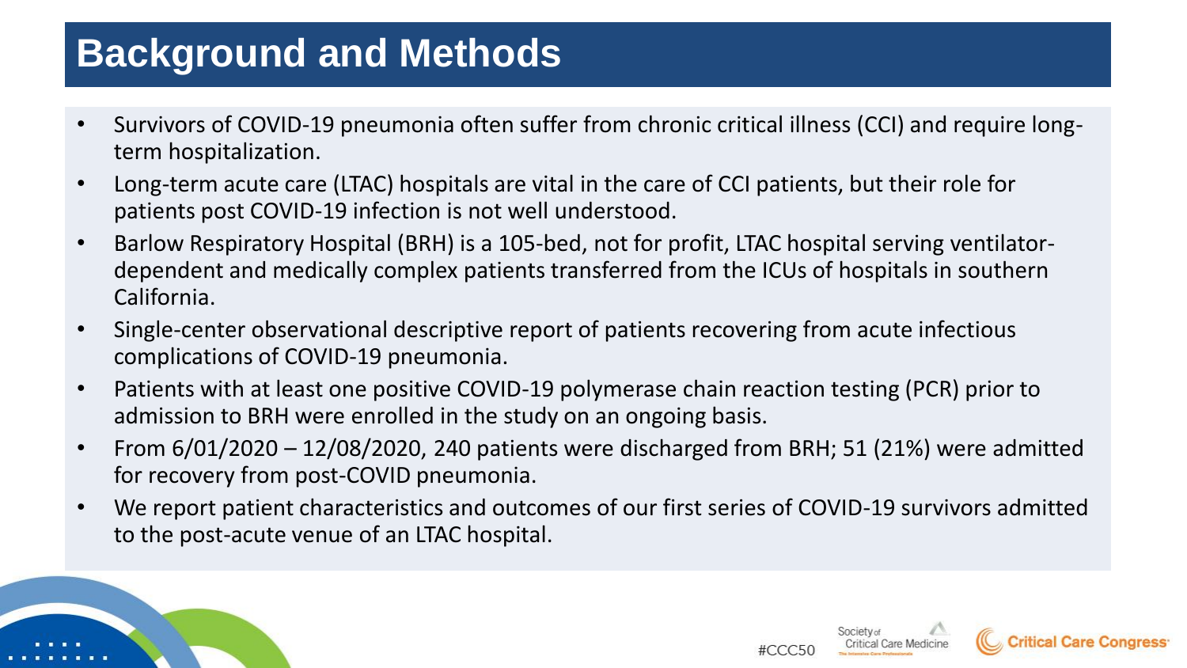# Background and Methods

- Survivors of COVID-19 pneumonia often suffer from chronic critical illness (CCI) and require long-term hospitalization.
- Long-term acute care (LTAC) hospitals are vital in the care of CCI patients, but their role for patients post COVID-19 infection is not well understood.
- Barlow Respiratory Hospital (BRH) is a 105-bed, not for profit, LTAC hospital serving ventilator-dependent and medically complex patients transferred from the ICUs of hospitals in southern California.
- Single-center observational descriptive report of patients recovering from acute infectious complications of COVID-19 pneumonia.
- Patients with at least one positive COVID-19 polymerase chain reaction testing (PCR) prior to admission to BRH were enrolled in the study on an ongoing basis.
- From 6/01/2020 – 12/08/2020, 240 patients were discharged from BRH; 51 (21%) were admitted for recovery from post-COVID pneumonia.
- We report patient characteristics and outcomes of our first series of COVID-19 survivors admitted to the post-acute venue of an LTAC hospital.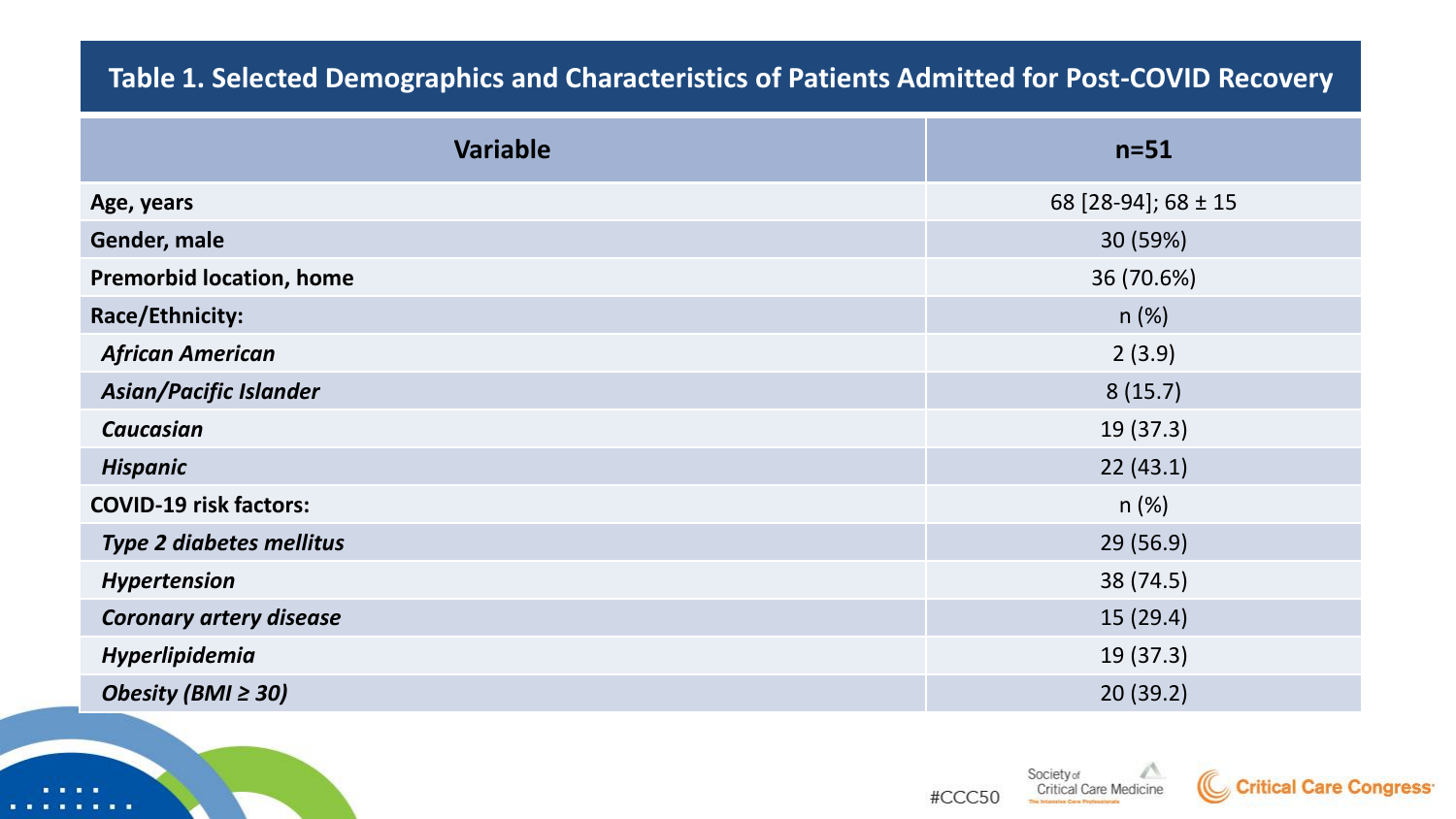## Table 1. Selected Demographics and Characteristics of Patients Admitted for Post-COVID Recovery

| Variable | n=51 |
|---|---|
| **Age, years** | 68 [28-94]; 68 ± 15 |
| **Gender, male** | 30 (59%) |
| **Premorbid location, home** | 36 (70.6%) |
| **Race/Ethnicity:** | n (%) |
| ***African American*** | 2 (3.9) |
| ***Asian/Pacific Islander*** | 8 (15.7) |
| ***Caucasian*** | 19 (37.3) |
| ***Hispanic*** | 22 (43.1) |
| **COVID-19 risk factors:** | n (%) |
| ***Type 2 diabetes mellitus*** | 29 (56.9) |
| ***Hypertension*** | 38 (74.5) |
| ***Coronary artery disease*** | 15 (29.4) |
| ***Hyperlipidemia*** | 19 (37.3) |
| ***Obesity (BMI ≥ 30)*** | 20 (39.2) |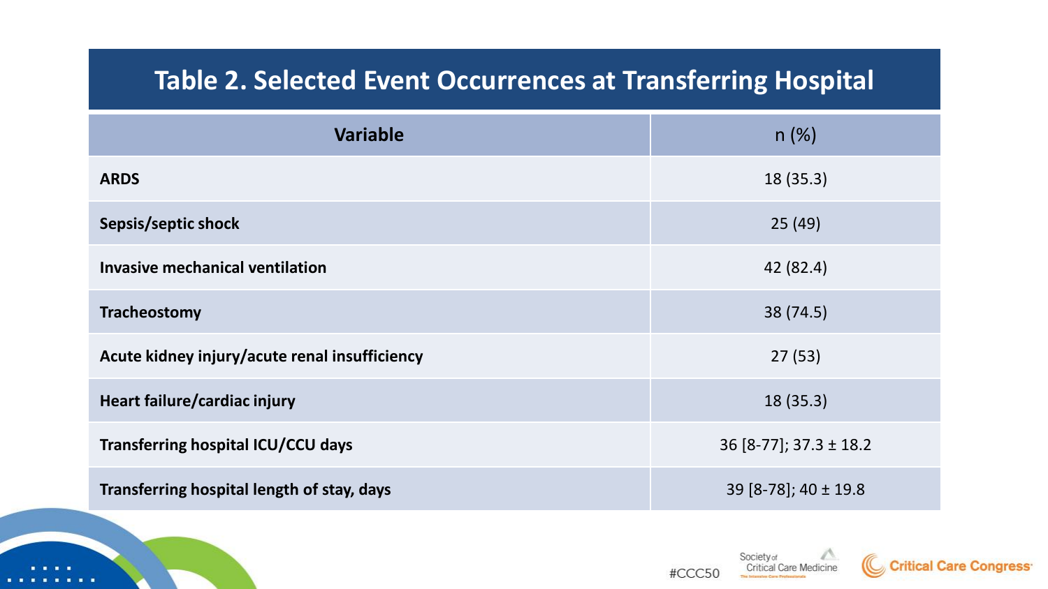# Table 2. Selected Event Occurrences at Transferring Hospital

| Variable | n (%) |
|---|---|
| **ARDS** | 18 (35.3) |
| **Sepsis/septic shock** | 25 (49) |
| **Invasive mechanical ventilation** | 42 (82.4) |
| **Tracheostomy** | 38 (74.5) |
| **Acute kidney injury/acute renal insufficiency** | 27 (53) |
| **Heart failure/cardiac injury** | 18 (35.3) |
| **Transferring hospital ICU/CCU days** | 36 [8-77]; 37.3 ± 18.2 |
| **Transferring hospital length of stay, days** | 39 [8-78]; 40 ± 19.8 |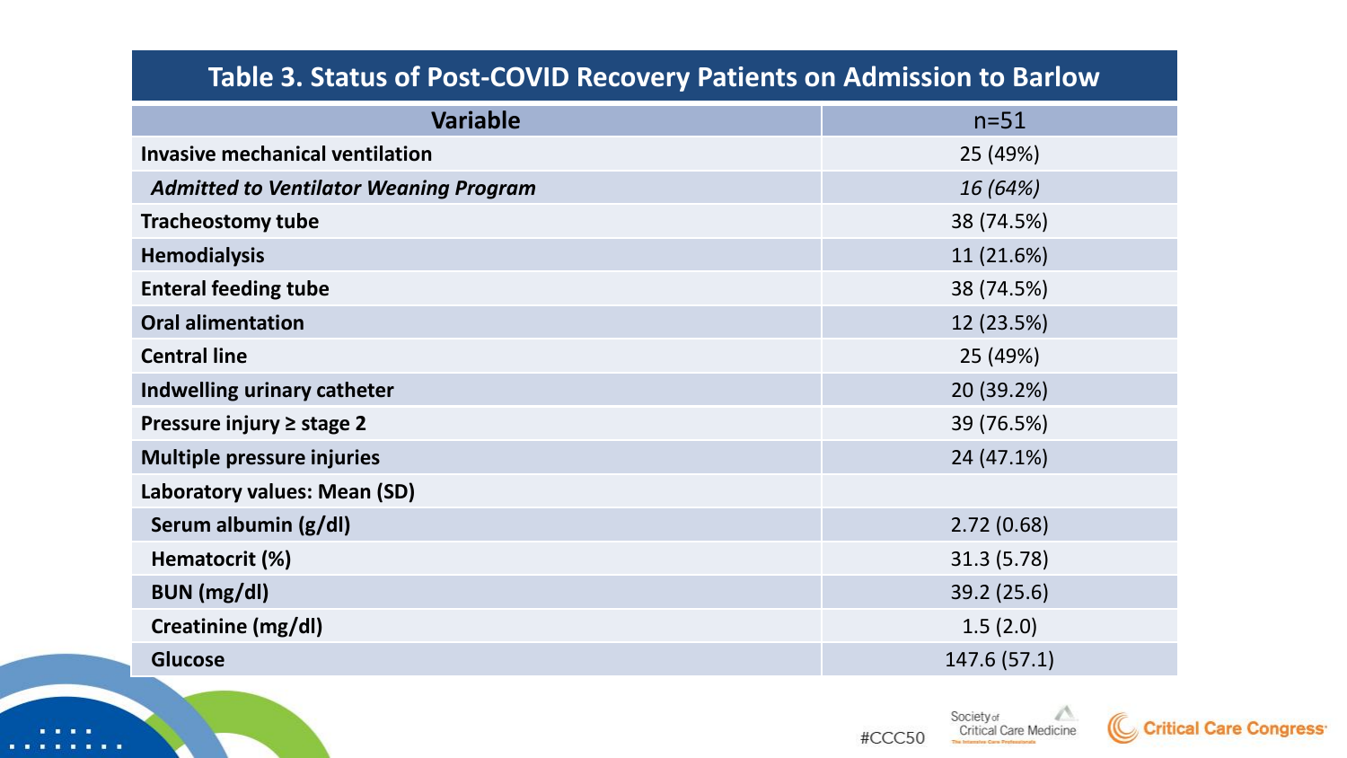## Table 3. Status of Post-COVID Recovery Patients on Admission to Barlow

| Variable | n=51 |
| --- | --- |
| **Invasive mechanical ventilation** | 25 (49%) |
| ***Admitted to Ventilator Weaning Program*** | *16 (64%)* |
| **Tracheostomy tube** | 38 (74.5%) |
| **Hemodialysis** | 11 (21.6%) |
| **Enteral feeding tube** | 38 (74.5%) |
| **Oral alimentation** | 12 (23.5%) |
| **Central line** | 25 (49%) |
| **Indwelling urinary catheter** | 20 (39.2%) |
| **Pressure injury ≥ stage 2** | 39 (76.5%) |
| **Multiple pressure injuries** | 24 (47.1%) |
| **Laboratory values: Mean (SD)** | |
| **Serum albumin (g/dl)** | 2.72 (0.68) |
| **Hematocrit (%)** | 31.3 (5.78) |
| **BUN (mg/dl)** | 39.2 (25.6) |
| **Creatinine (mg/dl)** | 1.5 (2.0) |
| **Glucose** | 147.6 (57.1) |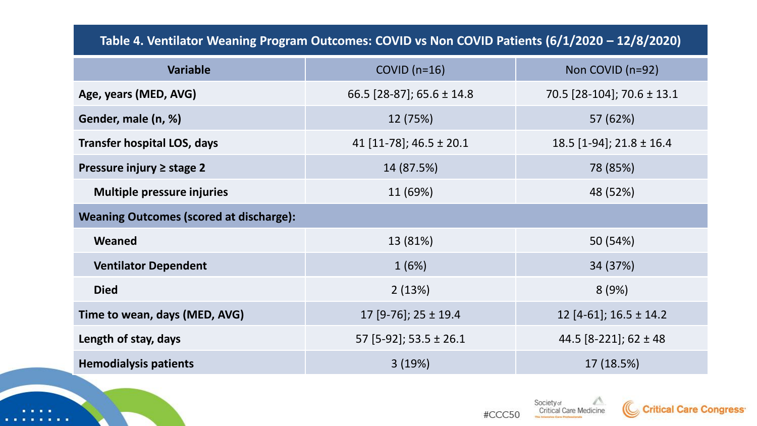**Table 4. Ventilator Weaning Program Outcomes: COVID vs Non COVID Patients (6/1/2020 – 12/8/2020)**

| Variable | COVID (n=16) | Non COVID (n=92) |
|---|---|---|
| **Age, years (MED, AVG)** | 66.5 [28-87]; 65.6 ± 14.8 | 70.5 [28-104]; 70.6 ± 13.1 |
| **Gender, male (n, %)** | 12 (75%) | 57 (62%) |
| **Transfer hospital LOS, days** | 41 [11-78]; 46.5 ± 20.1 | 18.5 [1-94]; 21.8 ± 16.4 |
| **Pressure injury ≥ stage 2** | 14 (87.5%) | 78 (85%) |
| **Multiple pressure injuries** | 11 (69%) | 48 (52%) |
| **Weaning Outcomes (scored at discharge):** | | |
| **Weaned** | 13 (81%) | 50 (54%) |
| **Ventilator Dependent** | 1 (6%) | 34 (37%) |
| **Died** | 2 (13%) | 8 (9%) |
| **Time to wean, days (MED, AVG)** | 17 [9-76]; 25 ± 19.4 | 12 [4-61]; 16.5 ± 14.2 |
| **Length of stay, days** | 57 [5-92]; 53.5 ± 26.1 | 44.5 [8-221]; 62 ± 48 |
| **Hemodialysis patients** | 3 (19%) | 17 (18.5%) |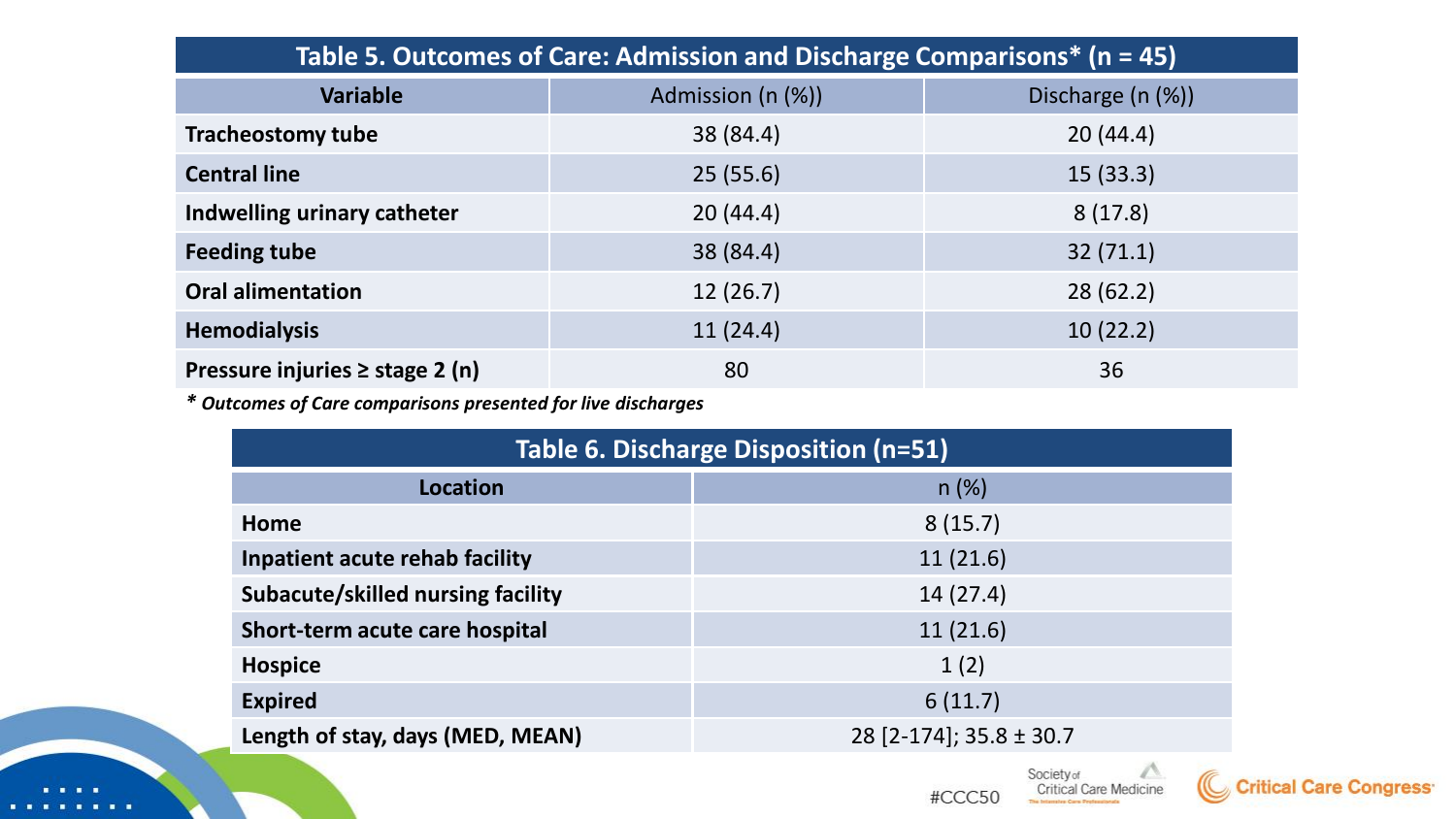**Table 5. Outcomes of Care: Admission and Discharge Comparisons* (n = 45)**

| Variable | Admission (n (%)) | Discharge (n (%)) |
|---|---|---|
| **Tracheostomy tube** | 38 (84.4) | 20 (44.4) |
| **Central line** | 25 (55.6) | 15 (33.3) |
| **Indwelling urinary catheter** | 20 (44.4) | 8 (17.8) |
| **Feeding tube** | 38 (84.4) | 32 (71.1) |
| **Oral alimentation** | 12 (26.7) | 28 (62.2) |
| **Hemodialysis** | 11 (24.4) | 10 (22.2) |
| **Pressure injuries ≥ stage 2 (n)** | 80 | 36 |

***** Outcomes of Care comparisons presented for live discharges***

**Table 6. Discharge Disposition (n=51)**

| Location | n (%) |
|---|---|
| **Home** | 8 (15.7) |
| **Inpatient acute rehab facility** | 11 (21.6) |
| **Subacute/skilled nursing facility** | 14 (27.4) |
| **Short-term acute care hospital** | 11 (21.6) |
| **Hospice** | 1 (2) |
| **Expired** | 6 (11.7) |
| **Length of stay, days (MED, MEAN)** | 28 [2-174]; 35.8 ± 30.7 |

#CCC50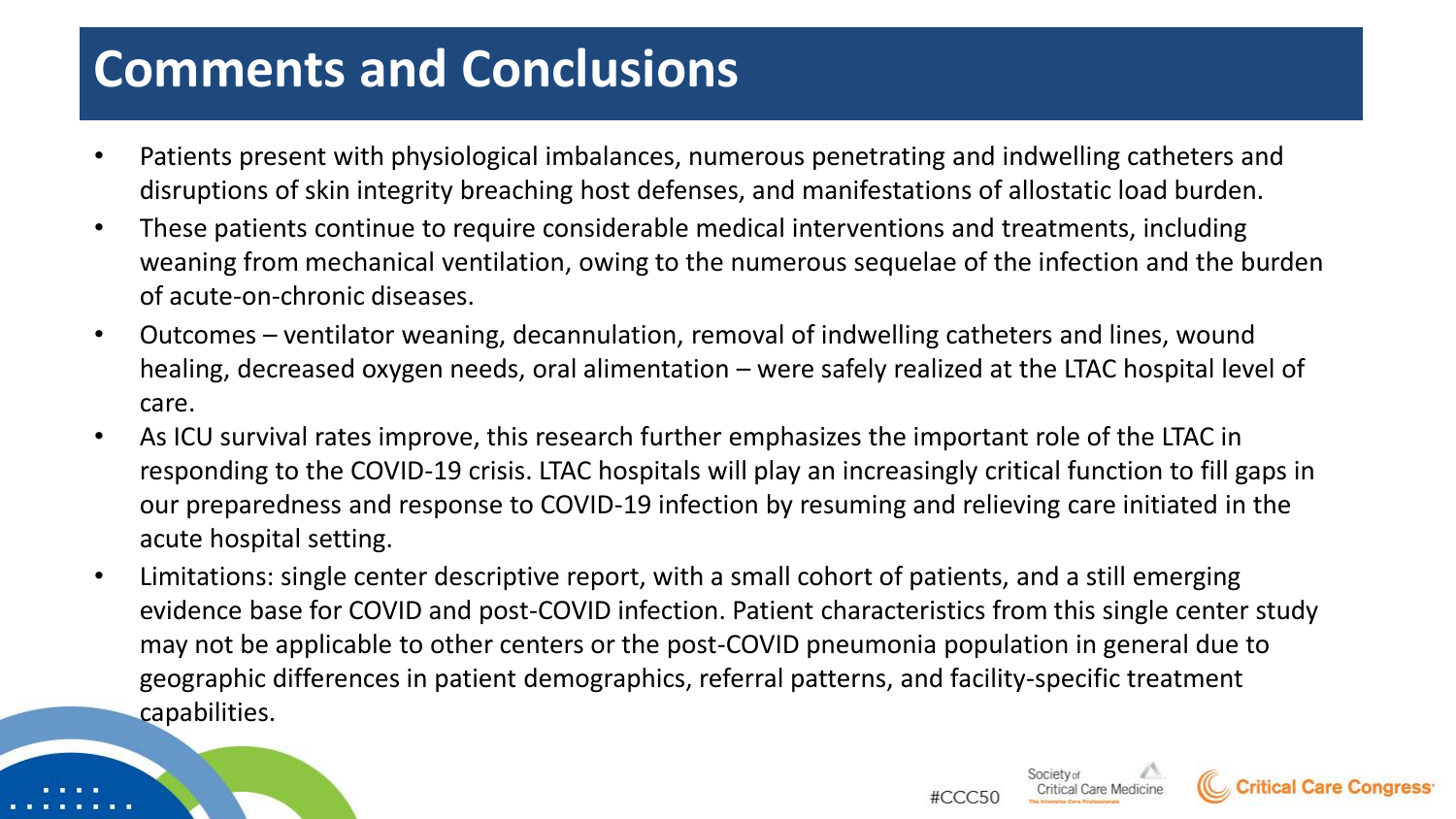# Comments and Conclusions

- Patients present with physiological imbalances, numerous penetrating and indwelling catheters and disruptions of skin integrity breaching host defenses, and manifestations of allostatic load burden.
- These patients continue to require considerable medical interventions and treatments, including weaning from mechanical ventilation, owing to the numerous sequelae of the infection and the burden of acute-on-chronic diseases.
- Outcomes – ventilator weaning, decannulation, removal of indwelling catheters and lines, wound healing, decreased oxygen needs, oral alimentation – were safely realized at the LTAC hospital level of care.
- As ICU survival rates improve, this research further emphasizes the important role of the LTAC in responding to the COVID-19 crisis. LTAC hospitals will play an increasingly critical function to fill gaps in our preparedness and response to COVID-19 infection by resuming and relieving care initiated in the acute hospital setting.
- Limitations: single center descriptive report, with a small cohort of patients, and a still emerging evidence base for COVID and post-COVID infection. Patient characteristics from this single center study may not be applicable to other centers or the post-COVID pneumonia population in general due to geographic differences in patient demographics, referral patterns, and facility-specific treatment capabilities.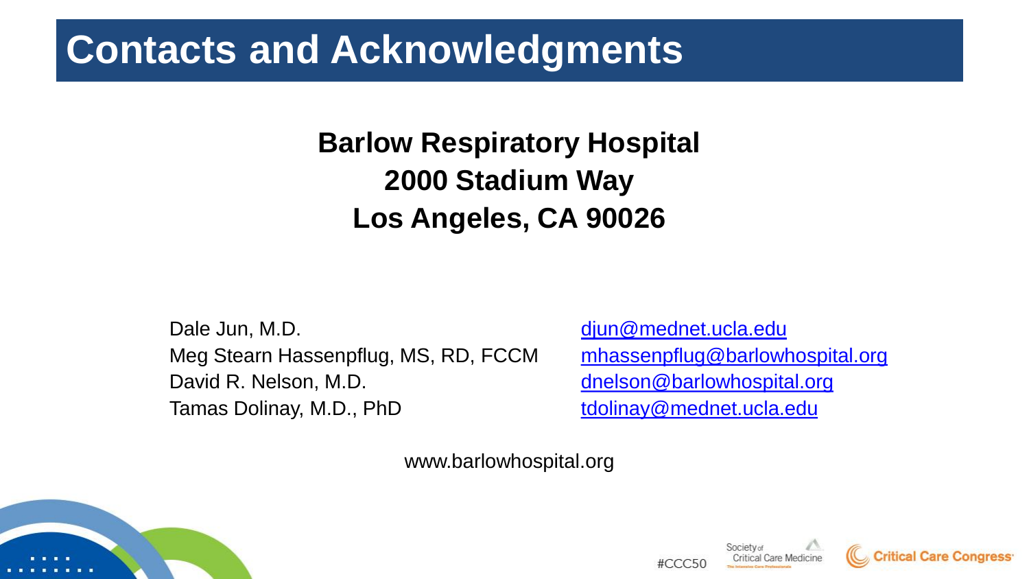# Contacts and Acknowledgments

**Barlow Respiratory Hospital**
**2000 Stadium Way**
**Los Angeles, CA 90026**

| | |
|---|---|
| Dale Jun, M.D. | djun@mednet.ucla.edu |
| Meg Stearn Hassenpflug, MS, RD, FCCM | mhassenpflug@barlowhospital.org |
| David R. Nelson, M.D. | dnelson@barlowhospital.org |
| Tamas Dolinay, M.D., PhD | tdolinay@mednet.ucla.edu |

www.barlowhospital.org

#CCC50